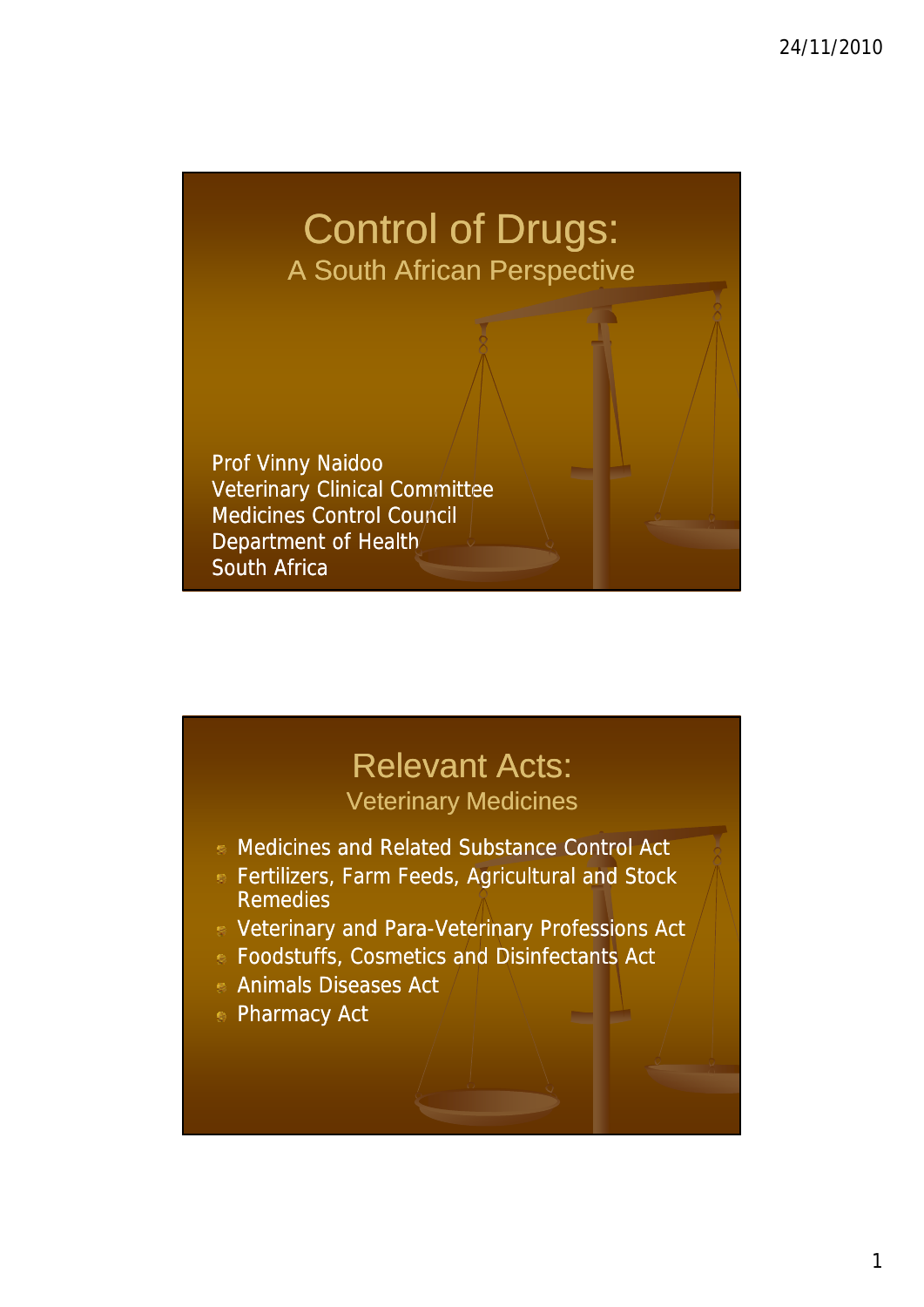# Control of Drugs:

## A South African Perspective

Prof Vinny Naidoo
Veterinary Clinical Committee
Medicines Control Council
Department of Health
South Africa

# Relevant Acts:

## Veterinary Medicines

- Medicines and Related Substance Control Act
- Fertilizers, Farm Feeds, Agricultural and Stock Remedies
- Veterinary and Para-Veterinary Professions Act
- Foodstuffs, Cosmetics and Disinfectants Act
- Animals Diseases Act
- Pharmacy Act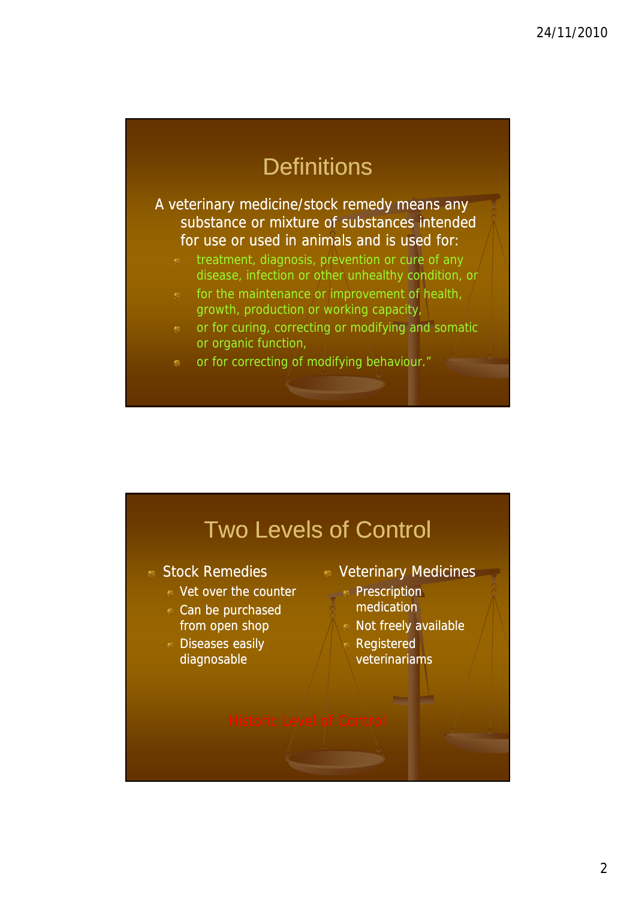## Definitions

A veterinary medicine/stock remedy means any substance or mixture of substances intended for use or used in animals and is used for:

- treatment, diagnosis, prevention or cure of any disease, infection or other unhealthy condition, or
- for the maintenance or improvement of health, growth, production or working capacity,
- or for curing, correcting or modifying and somatic or organic function,
- or for correcting of modifying behaviour."

## Two Levels of Control

- Stock Remedies
  - Vet over the counter
  - Can be purchased from open shop
  - Diseases easily diagnosable
- Veterinary Medicines
  - Prescription medication
  - Not freely available
  - Registered veterinariams

Historic Level of Control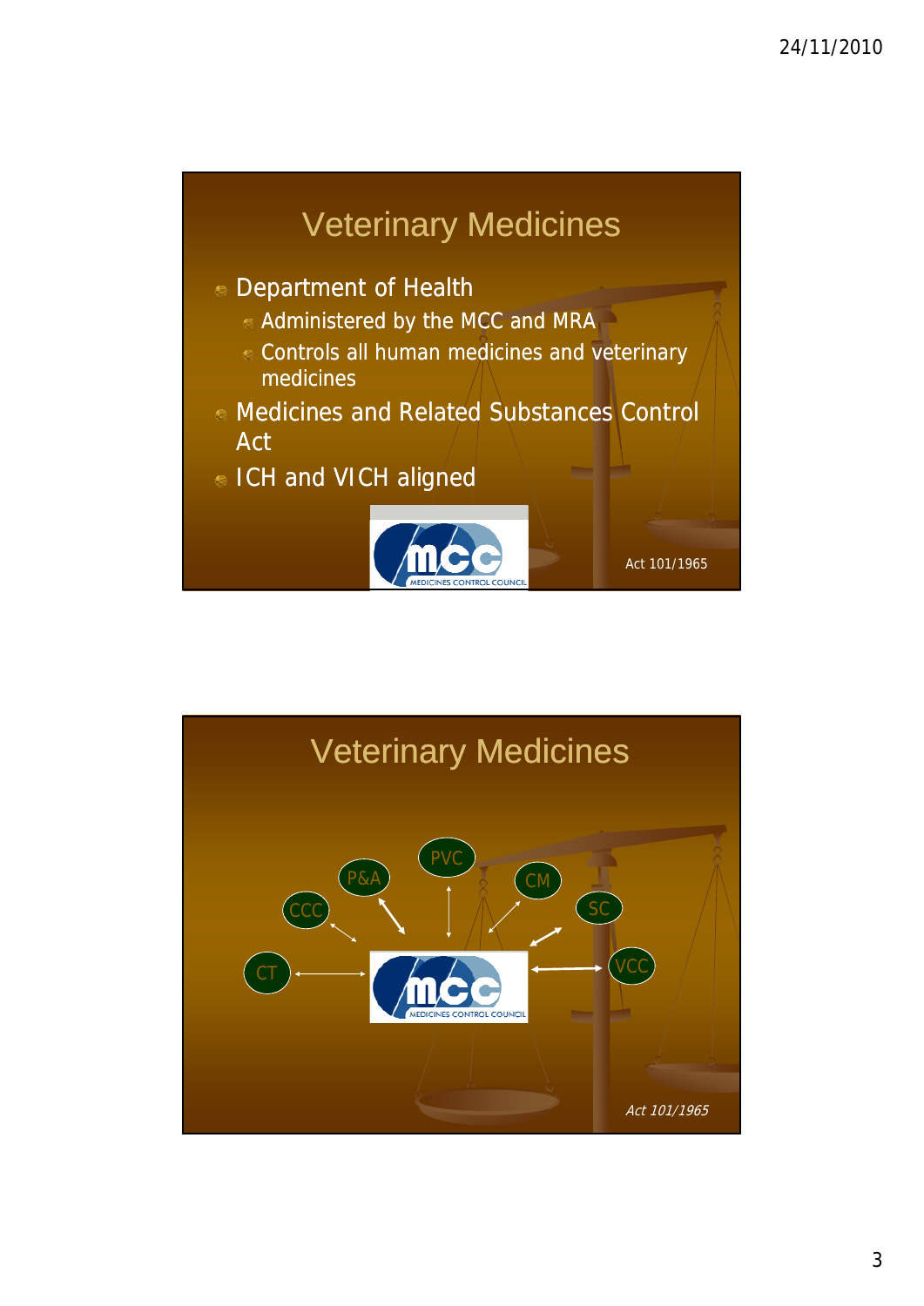## Veterinary Medicines

- Department of Health
  - Administered by the MCC and MRA
  - Controls all human medicines and veterinary medicines
- Medicines and Related Substances Control Act
- ICH and VICH aligned

MCC — MEDICINES CONTROL COUNCIL

Act 101/1965

## Veterinary Medicines

PVC, P&A, CM, CCC, SC, CT, VCC ↔ MCC — MEDICINES CONTROL COUNCIL

*Act 101/1965*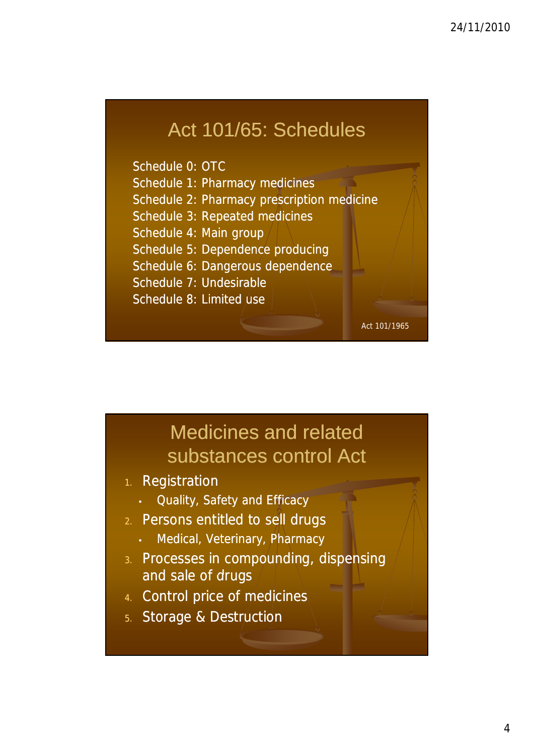## Act 101/65: Schedules

Schedule 0: OTC
Schedule 1: Pharmacy medicines
Schedule 2: Pharmacy prescription medicine
Schedule 3: Repeated medicines
Schedule 4: Main group
Schedule 5: Dependence producing
Schedule 6: Dangerous dependence
Schedule 7: Undesirable
Schedule 8: Limited use

Act 101/1965

## Medicines and related substances control Act

1. Registration
   - Quality, Safety and Efficacy
2. Persons entitled to sell drugs
   - Medical, Veterinary, Pharmacy
3. Processes in compounding, dispensing and sale of drugs
4. Control price of medicines
5. Storage & Destruction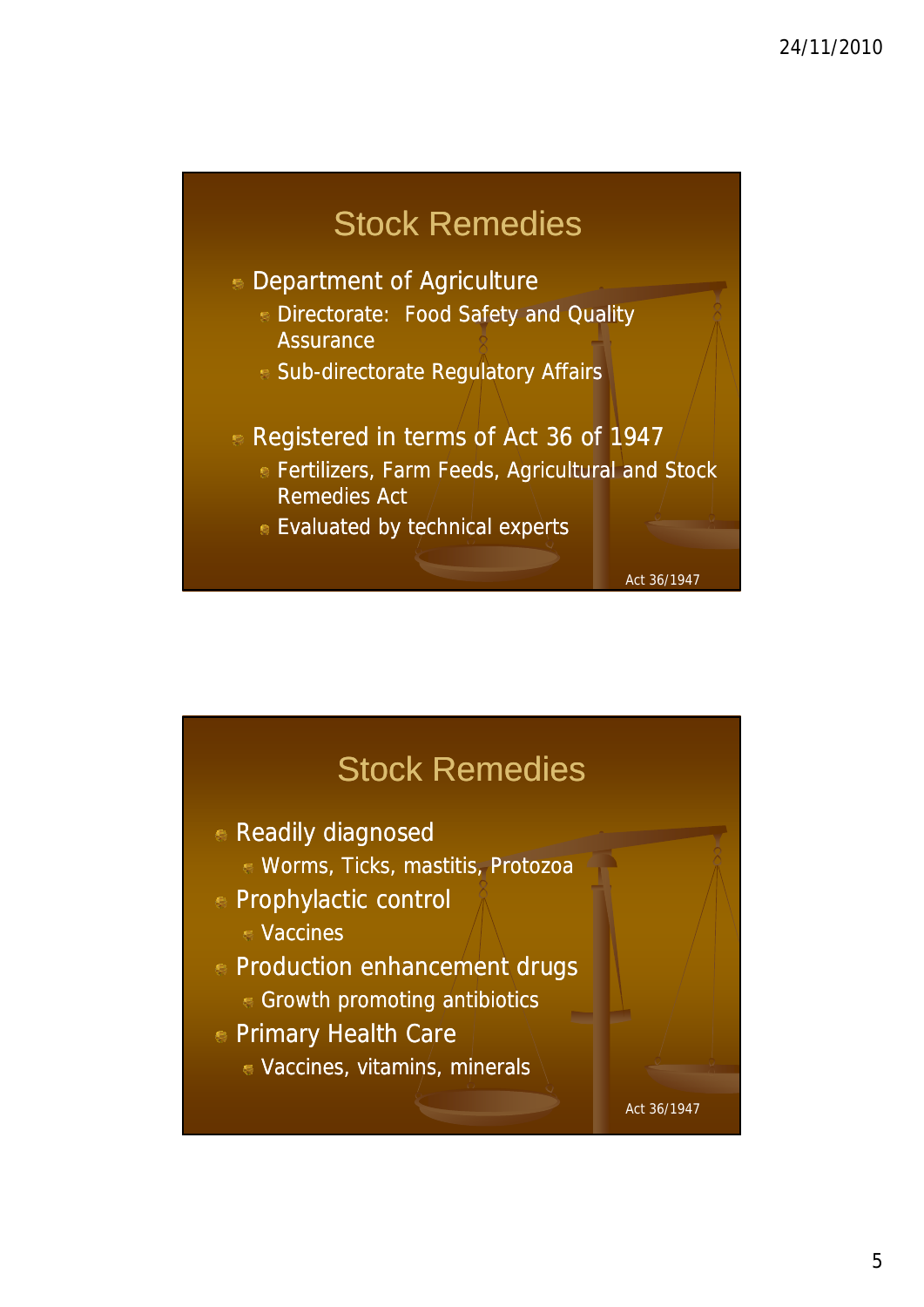## Stock Remedies

- Department of Agriculture
  - Directorate: Food Safety and Quality Assurance
  - Sub-directorate Regulatory Affairs
- Registered in terms of Act 36 of 1947
  - Fertilizers, Farm Feeds, Agricultural and Stock Remedies Act
  - Evaluated by technical experts

Act 36/1947

## Stock Remedies

- Readily diagnosed
  - Worms, Ticks, mastitis, Protozoa
- Prophylactic control
  - Vaccines
- Production enhancement drugs
  - Growth promoting antibiotics
- Primary Health Care
  - Vaccines, vitamins, minerals

Act 36/1947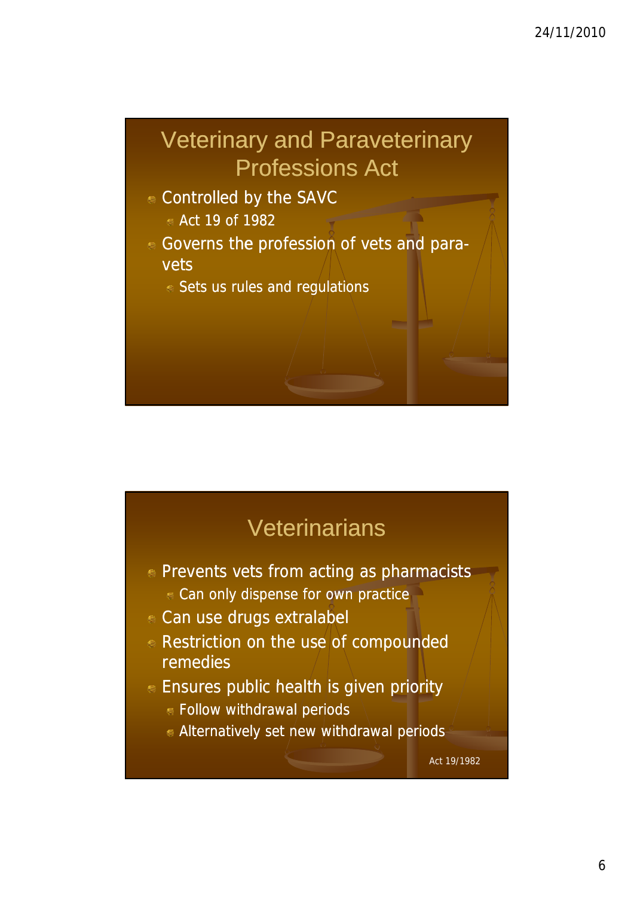## Veterinary and Paraveterinary Professions Act

- Controlled by the SAVC
  - Act 19 of 1982
- Governs the profession of vets and para-vets
  - Sets us rules and regulations

## Veterinarians

- Prevents vets from acting as pharmacists
  - Can only dispense for own practice
- Can use drugs extralabel
- Restriction on the use of compounded remedies
- Ensures public health is given priority
  - Follow withdrawal periods
  - Alternatively set new withdrawal periods

Act 19/1982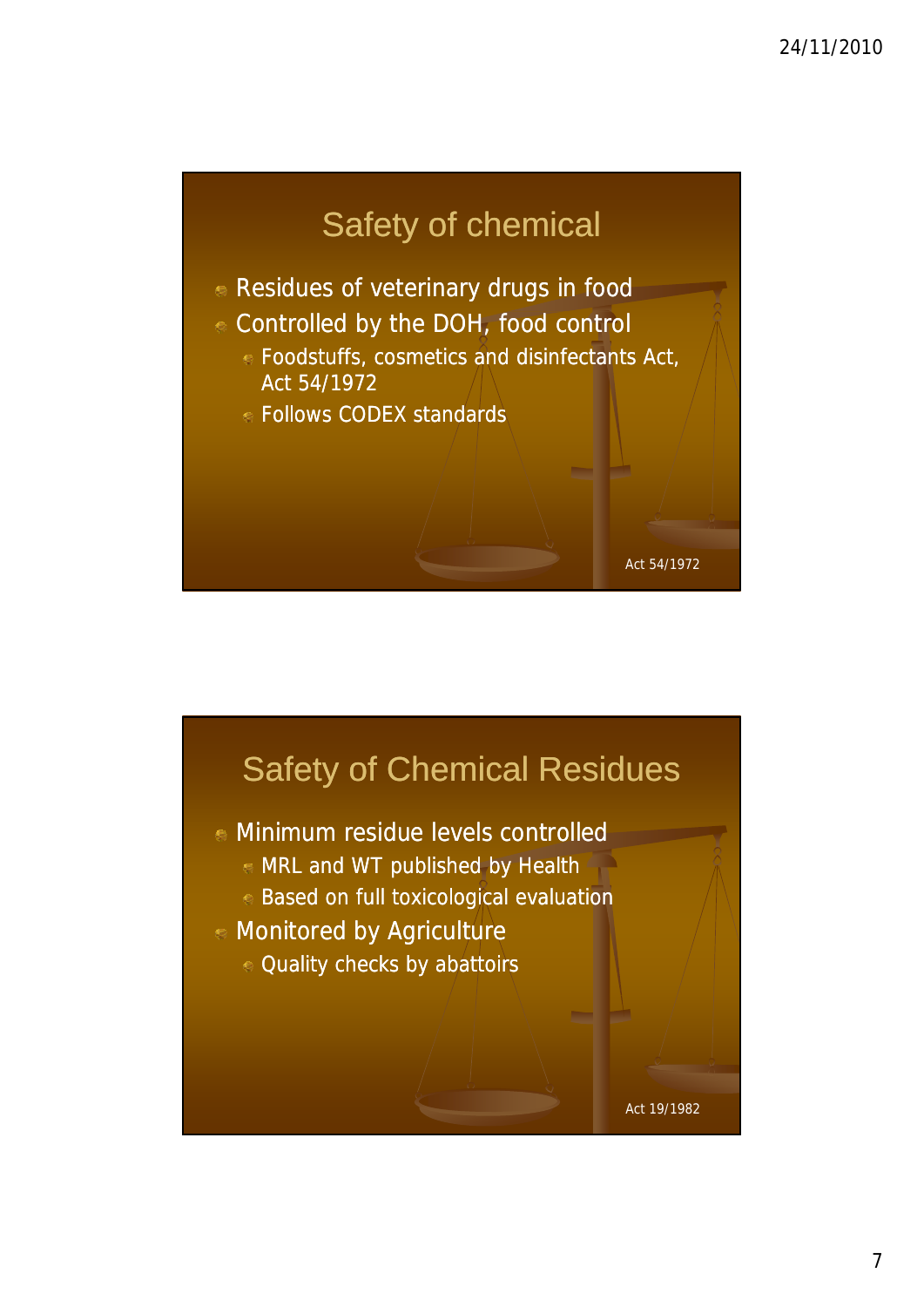## Safety of chemical

- Residues of veterinary drugs in food
- Controlled by the DOH, food control
  - Foodstuffs, cosmetics and disinfectants Act, Act 54/1972
  - Follows CODEX standards

Act 54/1972

## Safety of Chemical Residues

- Minimum residue levels controlled
  - MRL and WT published by Health
  - Based on full toxicological evaluation
- Monitored by Agriculture
  - Quality checks by abattoirs

Act 19/1982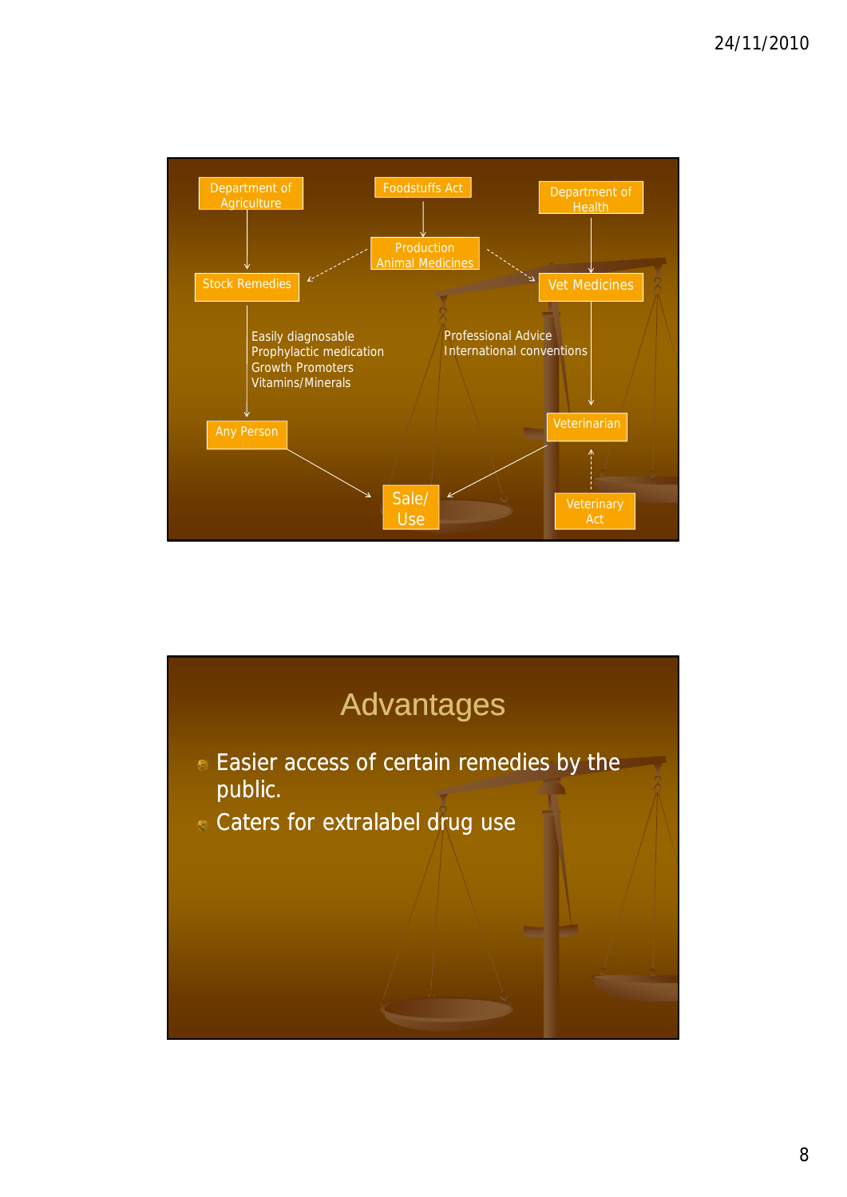Department of Agriculture

Foodstuffs Act

Department of Health

Production Animal Medicines

Stock Remedies

Vet Medicines

Easily diagnosable
Prophylactic medication
Growth Promoters
Vitamins/Minerals

Professional Advice
International conventions

Any Person

Veterinarian

Sale/ Use

Veterinary Act

## Advantages

- Easier access of certain remedies by the public.
- Caters for extralabel drug use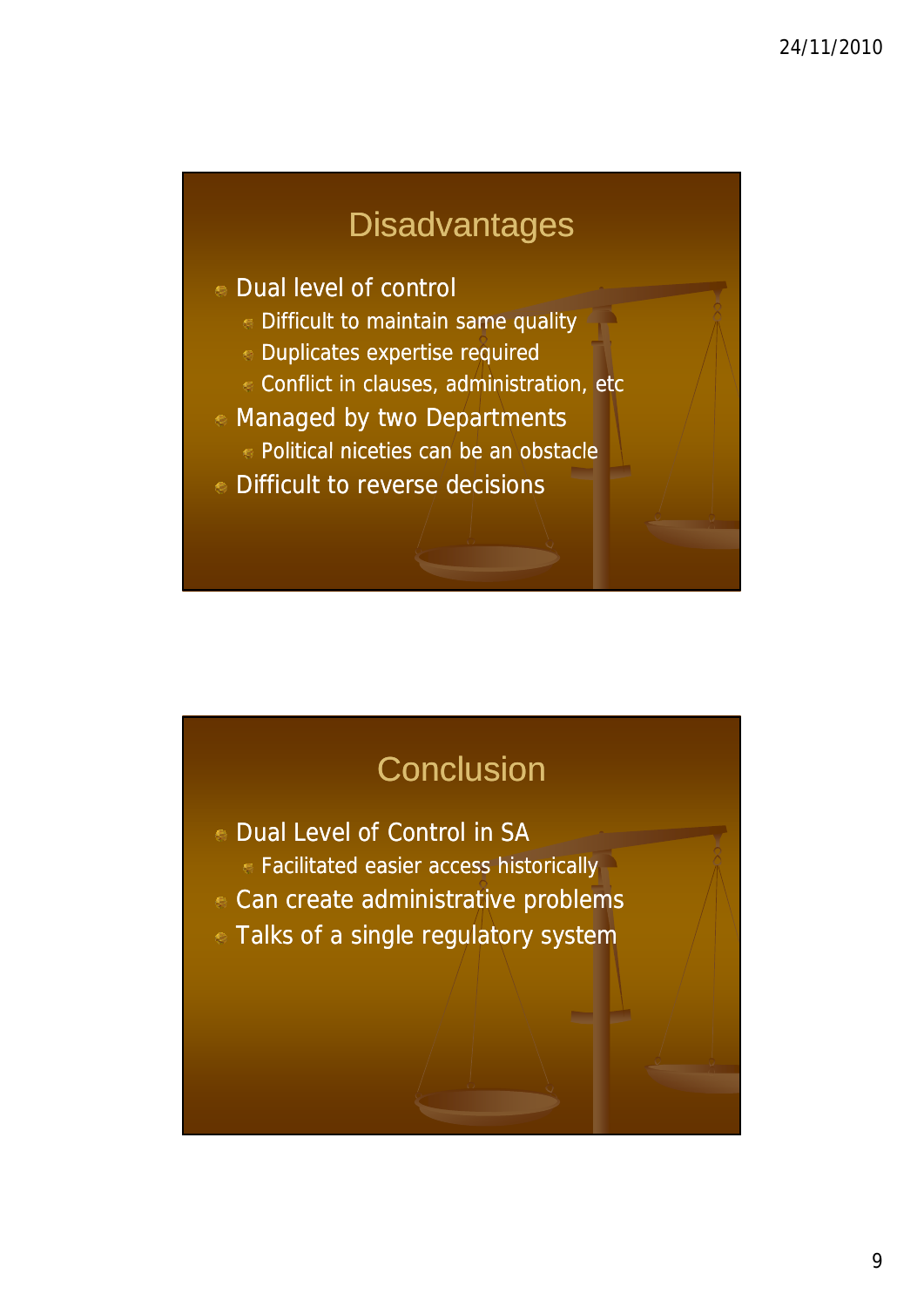## Disadvantages

- Dual level of control
  - Difficult to maintain same quality
  - Duplicates expertise required
  - Conflict in clauses, administration, etc
- Managed by two Departments
  - Political niceties can be an obstacle
- Difficult to reverse decisions

## Conclusion

- Dual Level of Control in SA
  - Facilitated easier access historically
- Can create administrative problems
- Talks of a single regulatory system